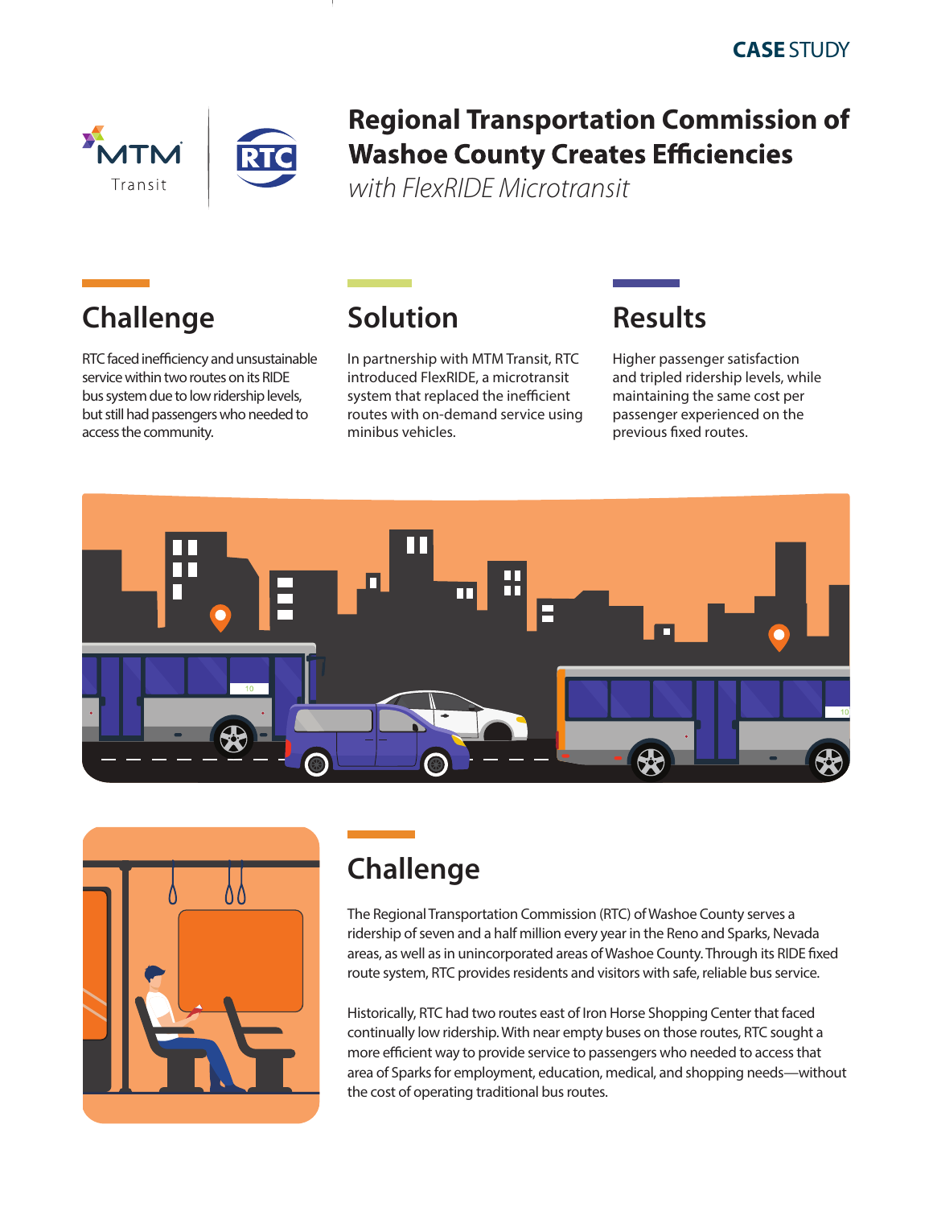CASE STUDY

MTM Transit | RTC

# Regional Transportation Commission of Washoe County Creates Efficiencies *with FlexRIDE Microtransit*

## Challenge

RTC faced inefficiency and unsustainable service within two routes on its RIDE bus system due to low ridership levels, but still had passengers who needed to access the community.

## Solution

In partnership with MTM Transit, RTC introduced FlexRIDE, a microtransit system that replaced the inefficient routes with on-demand service using minibus vehicles.

## Results

Higher passenger satisfaction and tripled ridership levels, while maintaining the same cost per passenger experienced on the previous fixed routes.

## Challenge

The Regional Transportation Commission (RTC) of Washoe County serves a ridership of seven and a half million every year in the Reno and Sparks, Nevada areas, as well as in unincorporated areas of Washoe County. Through its RIDE fixed route system, RTC provides residents and visitors with safe, reliable bus service.

Historically, RTC had two routes east of Iron Horse Shopping Center that faced continually low ridership. With near empty buses on those routes, RTC sought a more efficient way to provide service to passengers who needed to access that area of Sparks for employment, education, medical, and shopping needs—without the cost of operating traditional bus routes.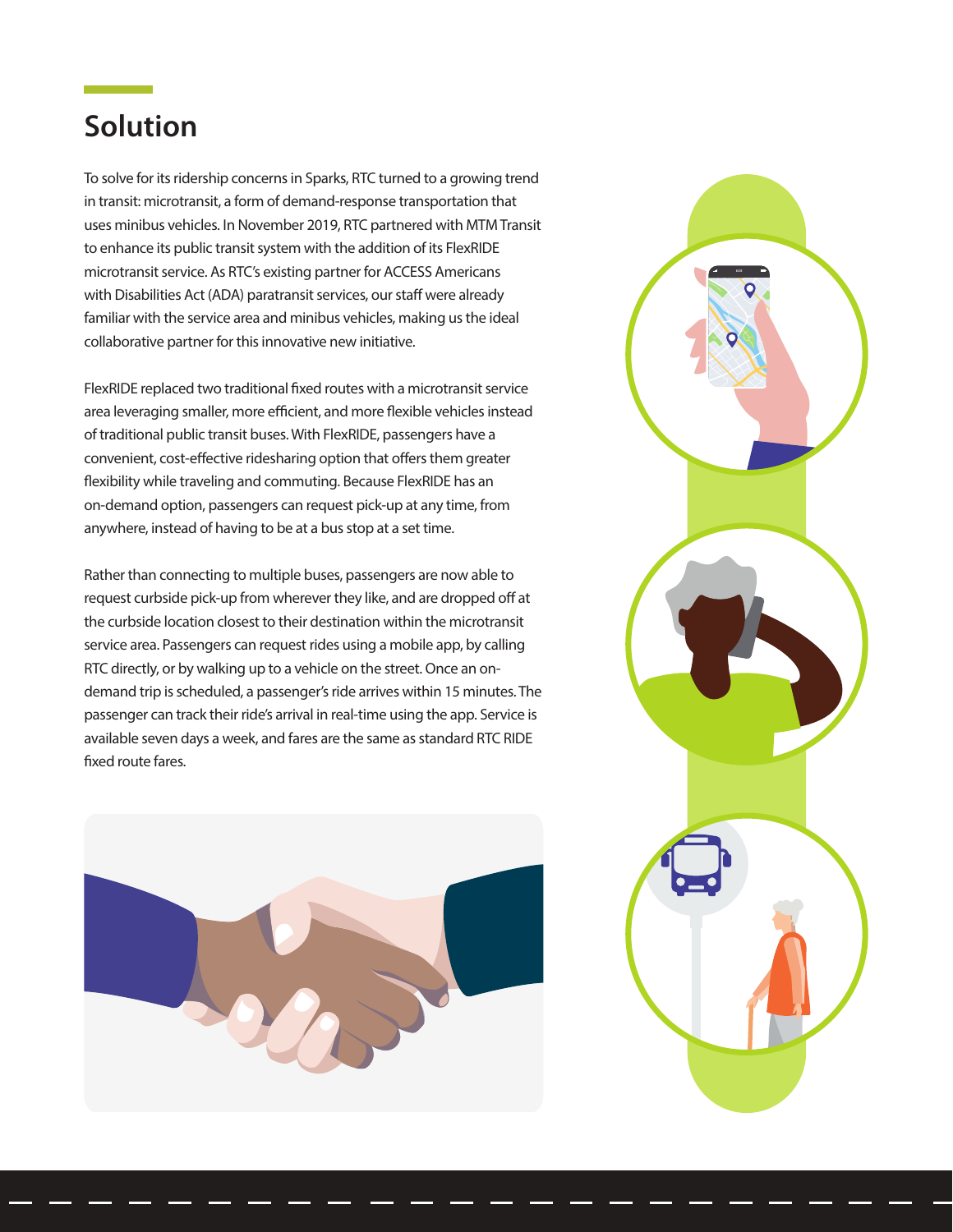## Solution

To solve for its ridership concerns in Sparks, RTC turned to a growing trend in transit: microtransit, a form of demand-response transportation that uses minibus vehicles. In November 2019, RTC partnered with MTM Transit to enhance its public transit system with the addition of its FlexRIDE microtransit service. As RTC's existing partner for ACCESS Americans with Disabilities Act (ADA) paratransit services, our staff were already familiar with the service area and minibus vehicles, making us the ideal collaborative partner for this innovative new initiative.

FlexRIDE replaced two traditional fixed routes with a microtransit service area leveraging smaller, more efficient, and more flexible vehicles instead of traditional public transit buses. With FlexRIDE, passengers have a convenient, cost-effective ridesharing option that offers them greater flexibility while traveling and commuting. Because FlexRIDE has an on-demand option, passengers can request pick-up at any time, from anywhere, instead of having to be at a bus stop at a set time.

Rather than connecting to multiple buses, passengers are now able to request curbside pick-up from wherever they like, and are dropped off at the curbside location closest to their destination within the microtransit service area. Passengers can request rides using a mobile app, by calling RTC directly, or by walking up to a vehicle on the street. Once an on-demand trip is scheduled, a passenger's ride arrives within 15 minutes. The passenger can track their ride's arrival in real-time using the app. Service is available seven days a week, and fares are the same as standard RTC RIDE fixed route fares.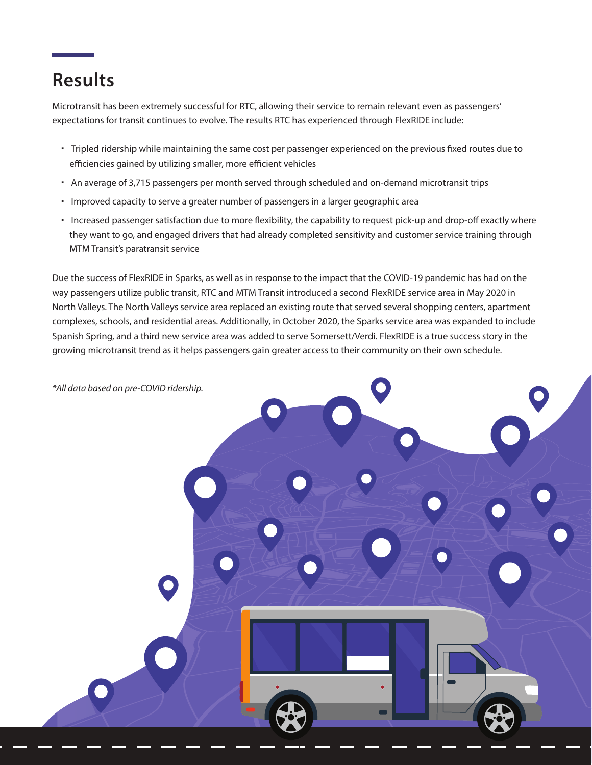## Results

Microtransit has been extremely successful for RTC, allowing their service to remain relevant even as passengers' expectations for transit continues to evolve. The results RTC has experienced through FlexRIDE include:

- Tripled ridership while maintaining the same cost per passenger experienced on the previous fixed routes due to efficiencies gained by utilizing smaller, more efficient vehicles
- An average of 3,715 passengers per month served through scheduled and on-demand microtransit trips
- Improved capacity to serve a greater number of passengers in a larger geographic area
- Increased passenger satisfaction due to more flexibility, the capability to request pick-up and drop-off exactly where they want to go, and engaged drivers that had already completed sensitivity and customer service training through MTM Transit's paratransit service

Due the success of FlexRIDE in Sparks, as well as in response to the impact that the COVID-19 pandemic has had on the way passengers utilize public transit, RTC and MTM Transit introduced a second FlexRIDE service area in May 2020 in North Valleys. The North Valleys service area replaced an existing route that served several shopping centers, apartment complexes, schools, and residential areas. Additionally, in October 2020, the Sparks service area was expanded to include Spanish Spring, and a third new service area was added to serve Somersett/Verdi. FlexRIDE is a true success story in the growing microtransit trend as it helps passengers gain greater access to their community on their own schedule.

*\*All data based on pre-COVID ridership.*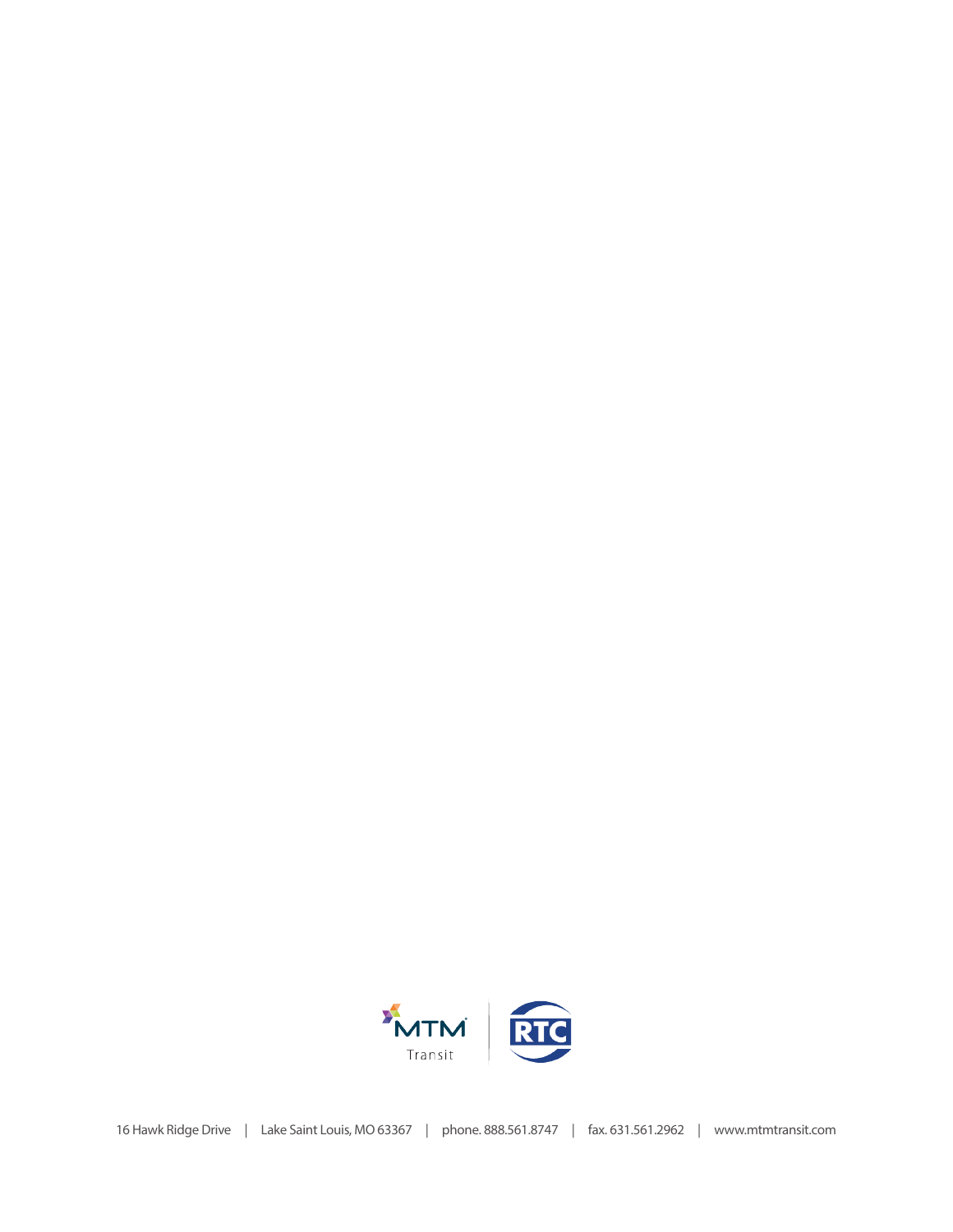MTM Transit | RTC

16 Hawk Ridge Drive | Lake Saint Louis, MO 63367 | phone. 888.561.8747 | fax. 631.561.2962 | www.mtmtransit.com